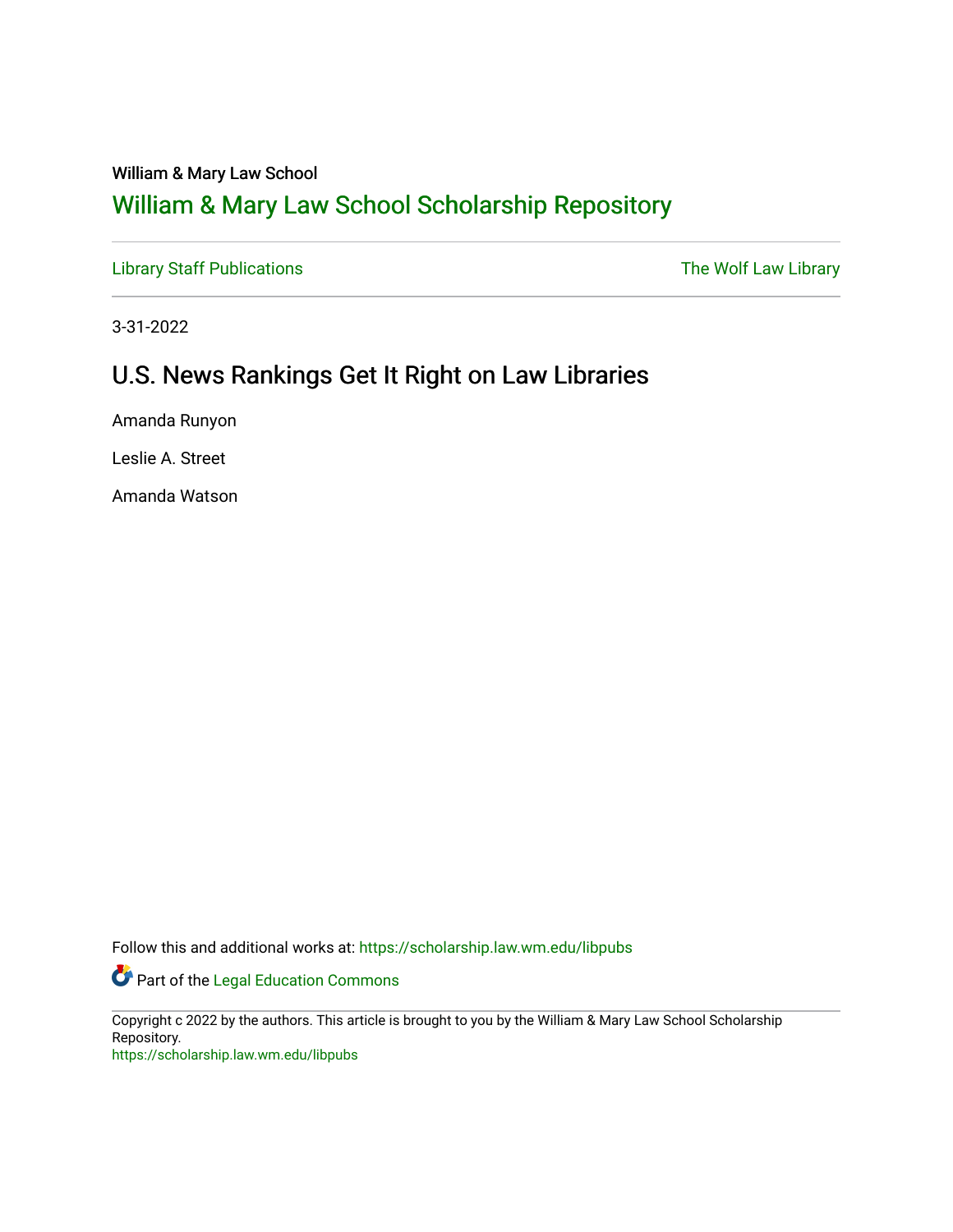William & Mary Law School

# William & Mary Law School Scholarship Repository

Library Staff Publications | The Wolf Law Library

3-31-2022

## U.S. News Rankings Get It Right on Law Libraries

Amanda Runyon

Leslie A. Street

Amanda Watson

Follow this and additional works at: https://scholarship.law.wm.edu/libpubs

Part of the Legal Education Commons

Copyright c 2022 by the authors. This article is brought to you by the William & Mary Law School Scholarship Repository.
https://scholarship.law.wm.edu/libpubs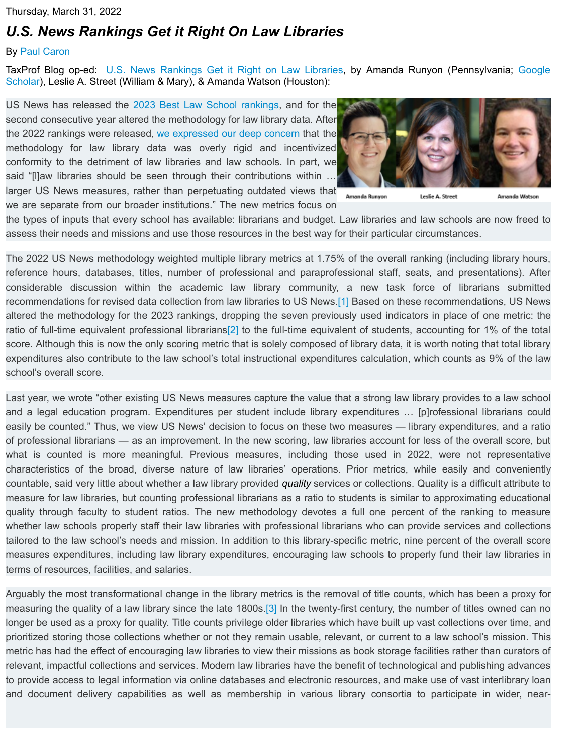Thursday, March 31, 2022

# *U.S. News Rankings Get it Right On Law Libraries*

By Paul Caron

TaxProf Blog op-ed: U.S. News Rankings Get it Right on Law Libraries, by Amanda Runyon (Pennsylvania; Google Scholar), Leslie A. Street (William & Mary), & Amanda Watson (Houston):

Amanda Runyon Leslie A. Street Amanda Watson

US News has released the 2023 Best Law School rankings, and for the second consecutive year altered the methodology for law library data. After the 2022 rankings were released, we expressed our deep concern that the methodology for law library data was overly rigid and incentivized conformity to the detriment of law libraries and law schools. In part, we said "[l]aw libraries should be seen through their contributions within … larger US News measures, rather than perpetuating outdated views that we are separate from our broader institutions." The new metrics focus on the types of inputs that every school has available: librarians and budget. Law libraries and law schools are now freed to assess their needs and missions and use those resources in the best way for their particular circumstances.

The 2022 US News methodology weighted multiple library metrics at 1.75% of the overall ranking (including library hours, reference hours, databases, titles, number of professional and paraprofessional staff, seats, and presentations). After considerable discussion within the academic law library community, a new task force of librarians submitted recommendations for revised data collection from law libraries to US News.[1] Based on these recommendations, US News altered the methodology for the 2023 rankings, dropping the seven previously used indicators in place of one metric: the ratio of full-time equivalent professional librarians[2] to the full-time equivalent of students, accounting for 1% of the total score. Although this is now the only scoring metric that is solely composed of library data, it is worth noting that total library expenditures also contribute to the law school's total instructional expenditures calculation, which counts as 9% of the law school's overall score.

Last year, we wrote "other existing US News measures capture the value that a strong law library provides to a law school and a legal education program. Expenditures per student include library expenditures … [p]rofessional librarians could easily be counted." Thus, we view US News' decision to focus on these two measures — library expenditures, and a ratio of professional librarians — as an improvement. In the new scoring, law libraries account for less of the overall score, but what is counted is more meaningful. Previous measures, including those used in 2022, were not representative characteristics of the broad, diverse nature of law libraries' operations. Prior metrics, while easily and conveniently countable, said very little about whether a law library provided ***quality*** services or collections. Quality is a difficult attribute to measure for law libraries, but counting professional librarians as a ratio to students is similar to approximating educational quality through faculty to student ratios. The new methodology devotes a full one percent of the ranking to measure whether law schools properly staff their law libraries with professional librarians who can provide services and collections tailored to the law school's needs and mission. In addition to this library-specific metric, nine percent of the overall score measures expenditures, including law library expenditures, encouraging law schools to properly fund their law libraries in terms of resources, facilities, and salaries.

Arguably the most transformational change in the library metrics is the removal of title counts, which has been a proxy for measuring the quality of a law library since the late 1800s.[3] In the twenty-first century, the number of titles owned can no longer be used as a proxy for quality. Title counts privilege older libraries which have built up vast collections over time, and prioritized storing those collections whether or not they remain usable, relevant, or current to a law school's mission. This metric has had the effect of encouraging law libraries to view their missions as book storage facilities rather than curators of relevant, impactful collections and services. Modern law libraries have the benefit of technological and publishing advances to provide access to legal information via online databases and electronic resources, and make use of vast interlibrary loan and document delivery capabilities as well as membership in various library consortia to participate in wider, near-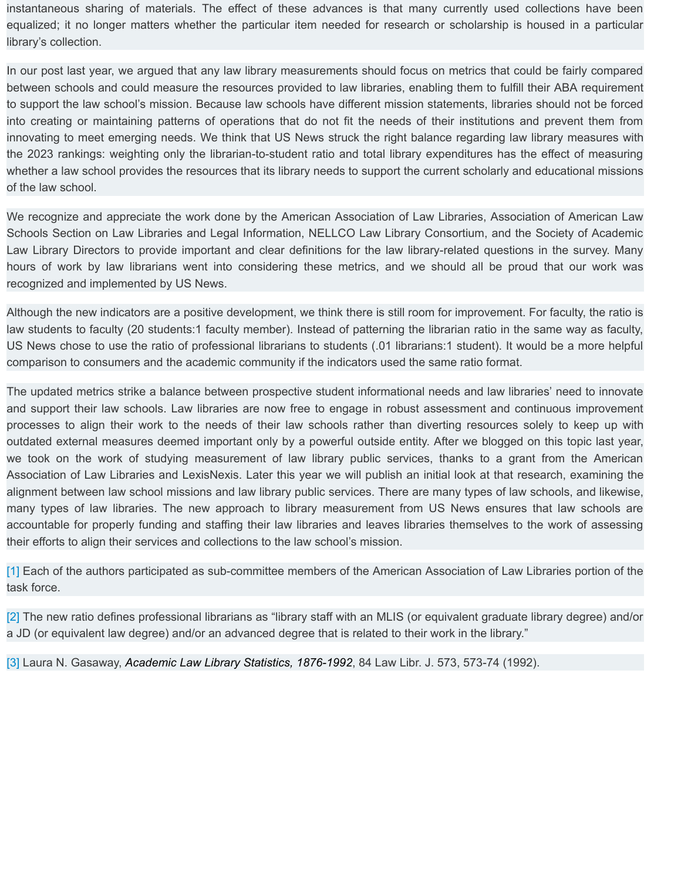instantaneous sharing of materials. The effect of these advances is that many currently used collections have been equalized; it no longer matters whether the particular item needed for research or scholarship is housed in a particular library's collection.

In our post last year, we argued that any law library measurements should focus on metrics that could be fairly compared between schools and could measure the resources provided to law libraries, enabling them to fulfill their ABA requirement to support the law school's mission. Because law schools have different mission statements, libraries should not be forced into creating or maintaining patterns of operations that do not fit the needs of their institutions and prevent them from innovating to meet emerging needs. We think that US News struck the right balance regarding law library measures with the 2023 rankings: weighting only the librarian-to-student ratio and total library expenditures has the effect of measuring whether a law school provides the resources that its library needs to support the current scholarly and educational missions of the law school.

We recognize and appreciate the work done by the American Association of Law Libraries, Association of American Law Schools Section on Law Libraries and Legal Information, NELLCO Law Library Consortium, and the Society of Academic Law Library Directors to provide important and clear definitions for the law library-related questions in the survey. Many hours of work by law librarians went into considering these metrics, and we should all be proud that our work was recognized and implemented by US News.

Although the new indicators are a positive development, we think there is still room for improvement. For faculty, the ratio is law students to faculty (20 students:1 faculty member). Instead of patterning the librarian ratio in the same way as faculty, US News chose to use the ratio of professional librarians to students (.01 librarians:1 student). It would be a more helpful comparison to consumers and the academic community if the indicators used the same ratio format.

The updated metrics strike a balance between prospective student informational needs and law libraries' need to innovate and support their law schools. Law libraries are now free to engage in robust assessment and continuous improvement processes to align their work to the needs of their law schools rather than diverting resources solely to keep up with outdated external measures deemed important only by a powerful outside entity. After we blogged on this topic last year, we took on the work of studying measurement of law library public services, thanks to a grant from the American Association of Law Libraries and LexisNexis. Later this year we will publish an initial look at that research, examining the alignment between law school missions and law library public services. There are many types of law schools, and likewise, many types of law libraries. The new approach to library measurement from US News ensures that law schools are accountable for properly funding and staffing their law libraries and leaves libraries themselves to the work of assessing their efforts to align their services and collections to the law school's mission.

[1] Each of the authors participated as sub-committee members of the American Association of Law Libraries portion of the task force.

[2] The new ratio defines professional librarians as "library staff with an MLIS (or equivalent graduate library degree) and/or a JD (or equivalent law degree) and/or an advanced degree that is related to their work in the library."

[3] Laura N. Gasaway, *Academic Law Library Statistics, 1876-1992*, 84 Law Libr. J. 573, 573-74 (1992).